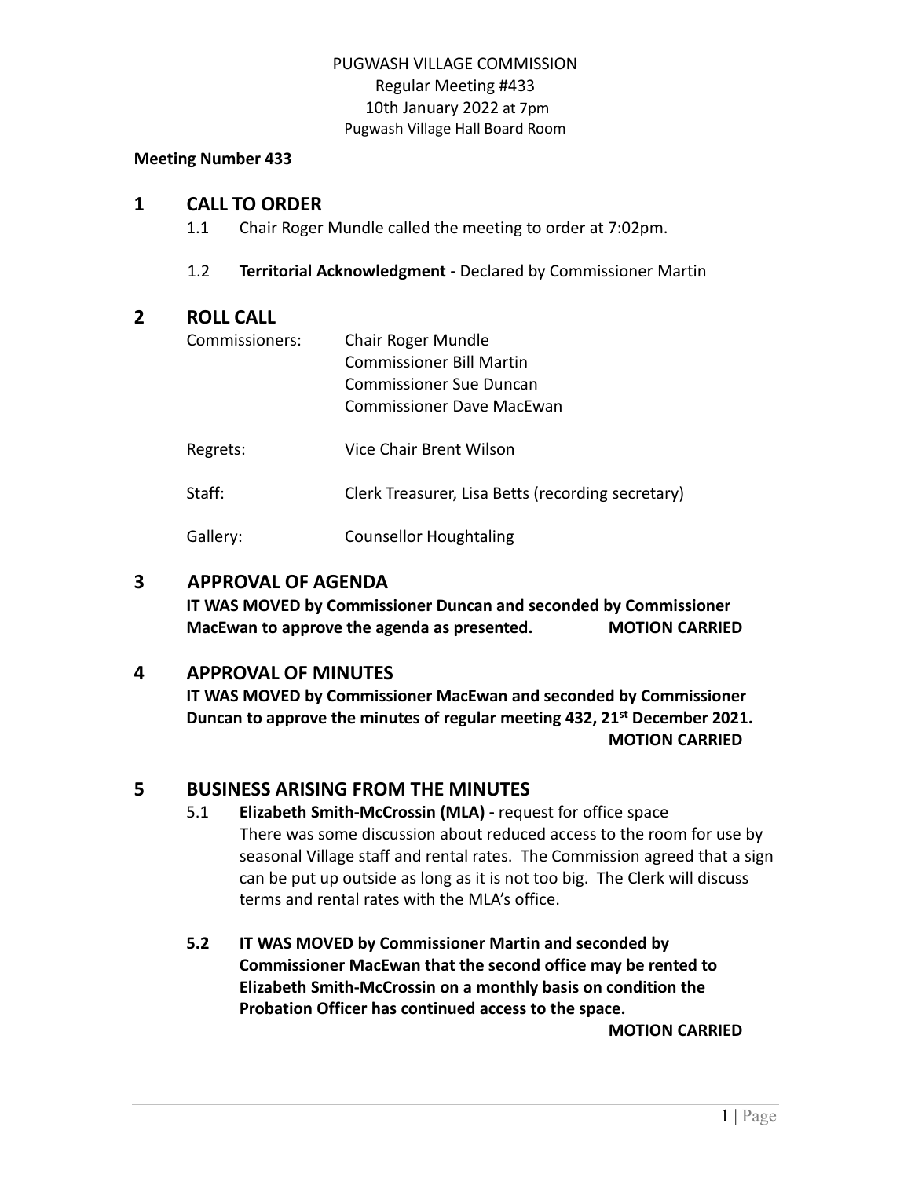PUGWASH VILLAGE COMMISSION
Regular Meeting #433
10th January 2022 at 7pm
Pugwash Village Hall Board Room

**Meeting Number 433**

## 1 CALL TO ORDER

1.1 Chair Roger Mundle called the meeting to order at 7:02pm.

1.2 **Territorial Acknowledgment -** Declared by Commissioner Martin

## 2 ROLL CALL

| | |
|---|---|
| Commissioners: | Chair Roger Mundle<br>Commissioner Bill Martin<br>Commissioner Sue Duncan<br>Commissioner Dave MacEwan |
| Regrets: | Vice Chair Brent Wilson |
| Staff: | Clerk Treasurer, Lisa Betts (recording secretary) |
| Gallery: | Counsellor Houghtaling |

## 3 APPROVAL OF AGENDA

**IT WAS MOVED by Commissioner Duncan and seconded by Commissioner MacEwan to approve the agenda as presented. MOTION CARRIED**

## 4 APPROVAL OF MINUTES

**IT WAS MOVED by Commissioner MacEwan and seconded by Commissioner Duncan to approve the minutes of regular meeting 432, 21st December 2021.**

**MOTION CARRIED**

## 5 BUSINESS ARISING FROM THE MINUTES

5.1 **Elizabeth Smith-McCrossin (MLA) -** request for office space
There was some discussion about reduced access to the room for use by seasonal Village staff and rental rates. The Commission agreed that a sign can be put up outside as long as it is not too big. The Clerk will discuss terms and rental rates with the MLA's office.

**5.2 IT WAS MOVED by Commissioner Martin and seconded by Commissioner MacEwan that the second office may be rented to Elizabeth Smith-McCrossin on a monthly basis on condition the Probation Officer has continued access to the space.**

**MOTION CARRIED**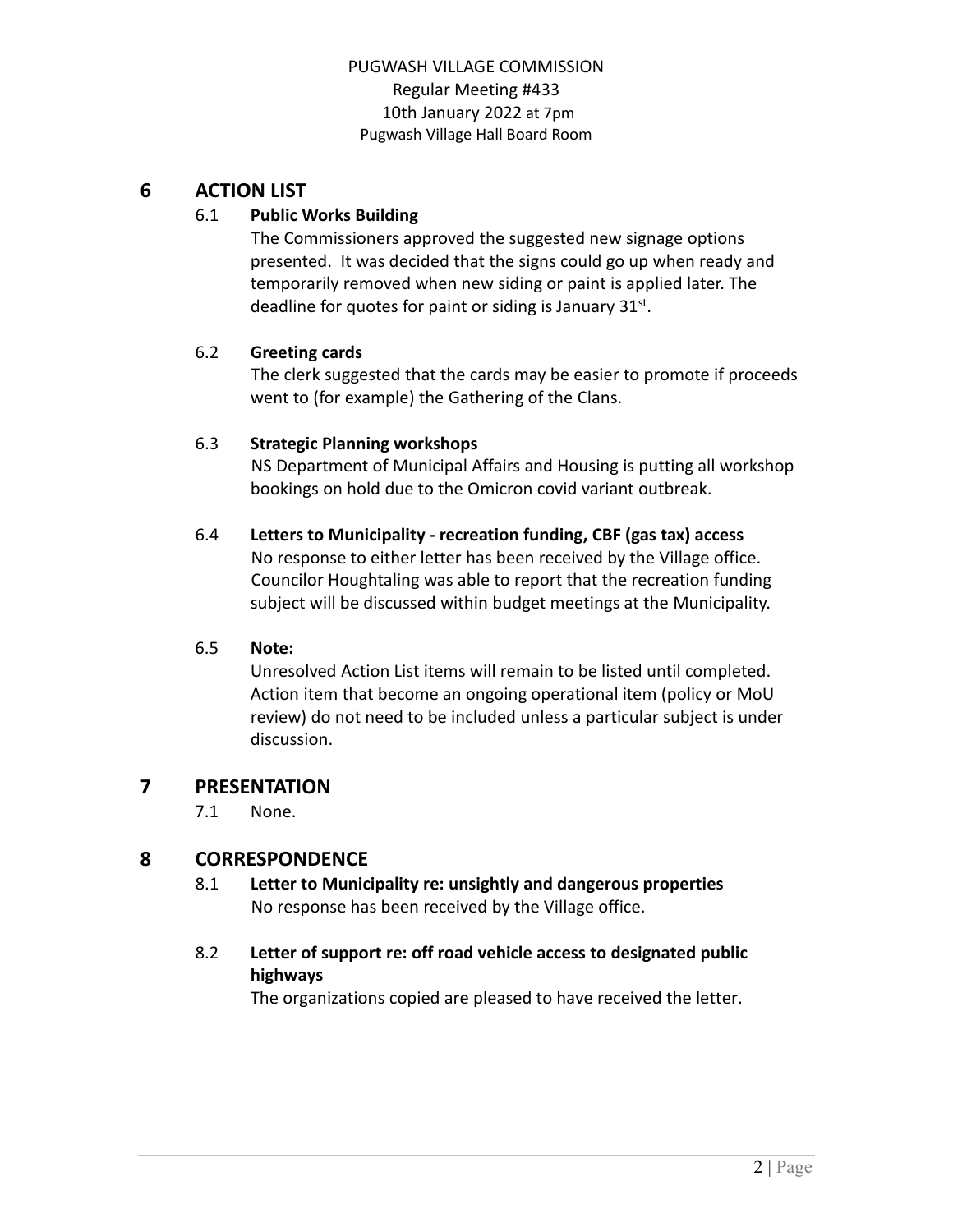PUGWASH VILLAGE COMMISSION
Regular Meeting #433
10th January 2022 at 7pm
Pugwash Village Hall Board Room

## 6 ACTION LIST

### 6.1 Public Works Building

The Commissioners approved the suggested new signage options presented. It was decided that the signs could go up when ready and temporarily removed when new siding or paint is applied later. The deadline for quotes for paint or siding is January 31st.

### 6.2 Greeting cards

The clerk suggested that the cards may be easier to promote if proceeds went to (for example) the Gathering of the Clans.

### 6.3 Strategic Planning workshops

NS Department of Municipal Affairs and Housing is putting all workshop bookings on hold due to the Omicron covid variant outbreak.

### 6.4 Letters to Municipality - recreation funding, CBF (gas tax) access

No response to either letter has been received by the Village office. Councilor Houghtaling was able to report that the recreation funding subject will be discussed within budget meetings at the Municipality.

### 6.5 Note:

Unresolved Action List items will remain to be listed until completed. Action item that become an ongoing operational item (policy or MoU review) do not need to be included unless a particular subject is under discussion.

## 7 PRESENTATION

7.1 None.

## 8 CORRESPONDENCE

### 8.1 Letter to Municipality re: unsightly and dangerous properties

No response has been received by the Village office.

### 8.2 Letter of support re: off road vehicle access to designated public highways

The organizations copied are pleased to have received the letter.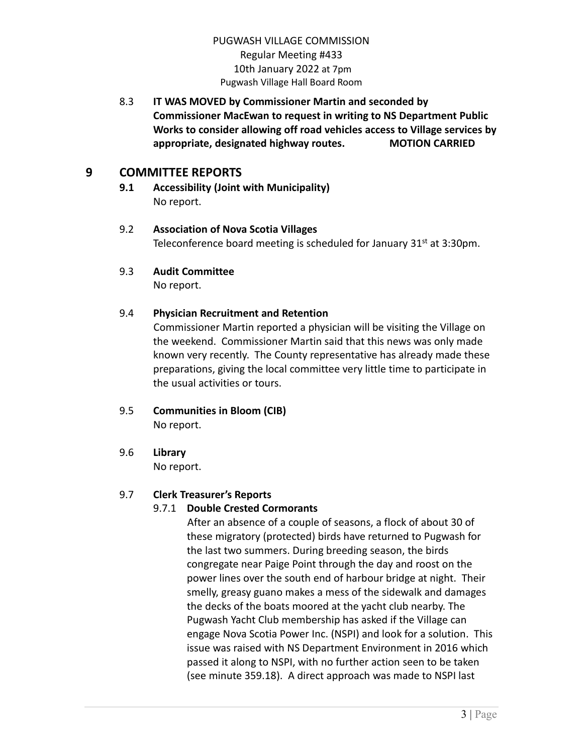8.3 **IT WAS MOVED by Commissioner Martin and seconded by Commissioner MacEwan to request in writing to NS Department Public Works to consider allowing off road vehicles access to Village services by appropriate, designated highway routes. MOTION CARRIED**

# 9 COMMITTEE REPORTS

**9.1 Accessibility (Joint with Municipality)**

No report.

9.2 **Association of Nova Scotia Villages**

Teleconference board meeting is scheduled for January 31st at 3:30pm.

9.3 **Audit Committee**

No report.

9.4 **Physician Recruitment and Retention**

Commissioner Martin reported a physician will be visiting the Village on the weekend. Commissioner Martin said that this news was only made known very recently. The County representative has already made these preparations, giving the local committee very little time to participate in the usual activities or tours.

9.5 **Communities in Bloom (CIB)**

No report.

9.6 **Library**

No report.

9.7 **Clerk Treasurer's Reports**

9.7.1 **Double Crested Cormorants**

After an absence of a couple of seasons, a flock of about 30 of these migratory (protected) birds have returned to Pugwash for the last two summers. During breeding season, the birds congregate near Paige Point through the day and roost on the power lines over the south end of harbour bridge at night. Their smelly, greasy guano makes a mess of the sidewalk and damages the decks of the boats moored at the yacht club nearby. The Pugwash Yacht Club membership has asked if the Village can engage Nova Scotia Power Inc. (NSPI) and look for a solution. This issue was raised with NS Department Environment in 2016 which passed it along to NSPI, with no further action seen to be taken (see minute 359.18). A direct approach was made to NSPI last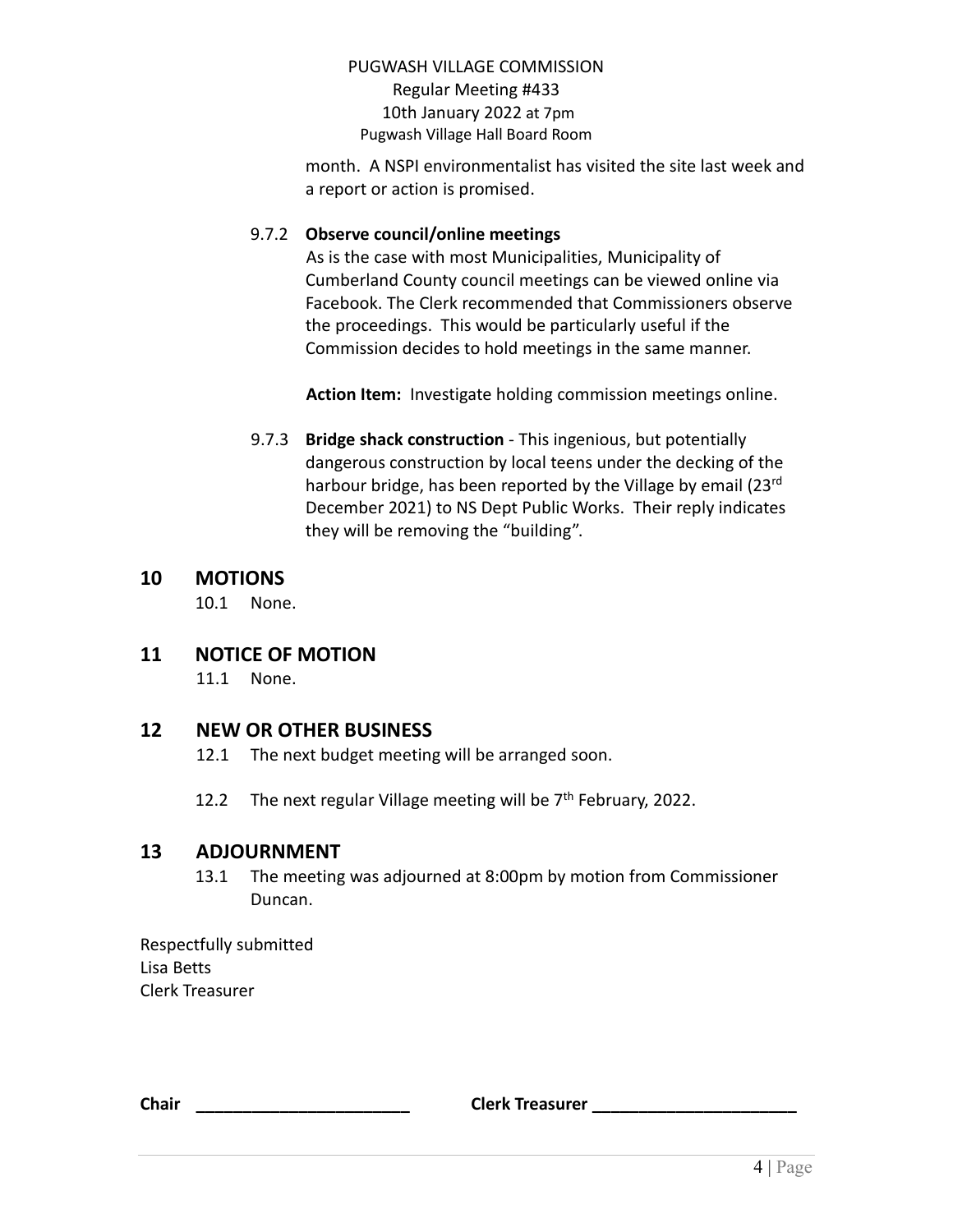month. A NSPI environmentalist has visited the site last week and a report or action is promised.

9.7.2 **Observe council/online meetings**
As is the case with most Municipalities, Municipality of Cumberland County council meetings can be viewed online via Facebook. The Clerk recommended that Commissioners observe the proceedings. This would be particularly useful if the Commission decides to hold meetings in the same manner.

**Action Item:** Investigate holding commission meetings online.

9.7.3 **Bridge shack construction** - This ingenious, but potentially dangerous construction by local teens under the decking of the harbour bridge, has been reported by the Village by email (23rd December 2021) to NS Dept Public Works. Their reply indicates they will be removing the "building".

## 10 MOTIONS

10.1 None.

## 11 NOTICE OF MOTION

11.1 None.

## 12 NEW OR OTHER BUSINESS

12.1 The next budget meeting will be arranged soon.

12.2 The next regular Village meeting will be 7th February, 2022.

## 13 ADJOURNMENT

13.1 The meeting was adjourned at 8:00pm by motion from Commissioner Duncan.

Respectfully submitted
Lisa Betts
Clerk Treasurer

**Chair** ______________________ **Clerk Treasurer** ______________________